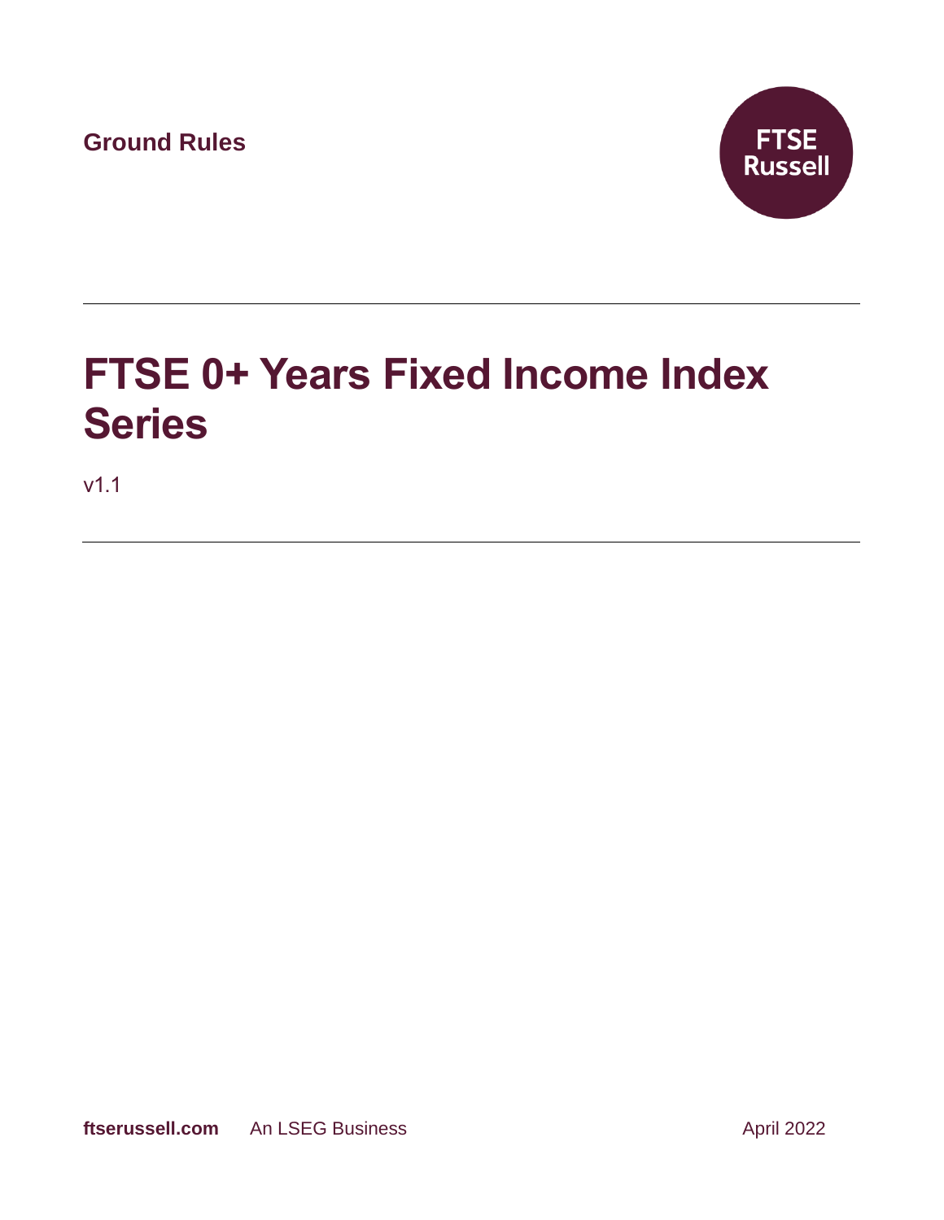Ground Rules

FTSE Russell

# FTSE 0+ Years Fixed Income Index Series

v1.1

**ftserussell.com** An LSEG Business April 2022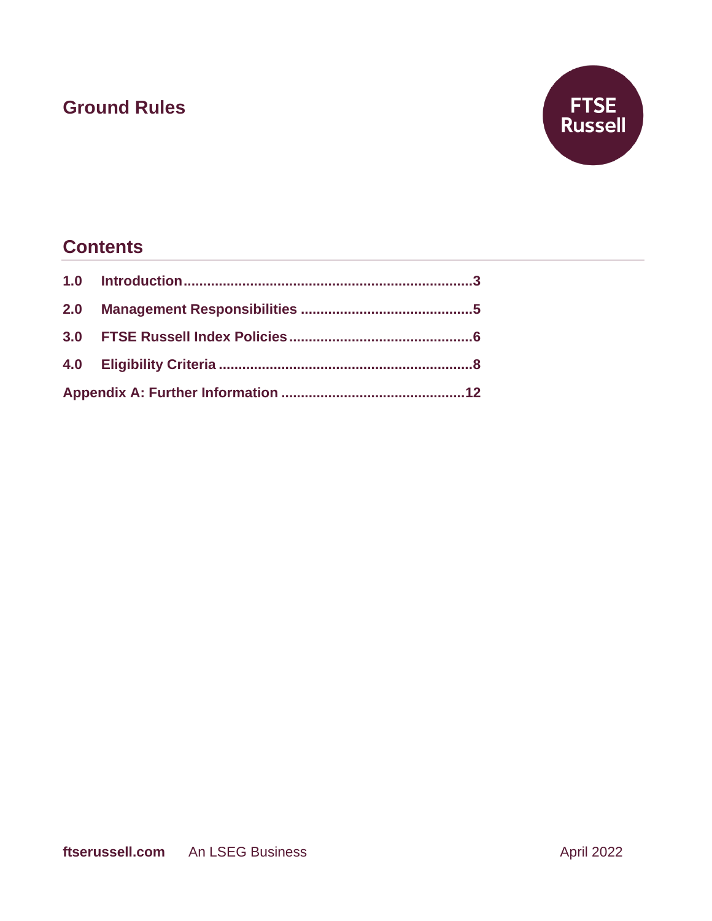# Ground Rules

## Contents

1.0 Introduction ........................................................................ 3

2.0 Management Responsibilities ........................................... 5

3.0 FTSE Russell Index Policies .............................................. 6

4.0 Eligibility Criteria ................................................................ 8

Appendix A: Further Information ............................................. 12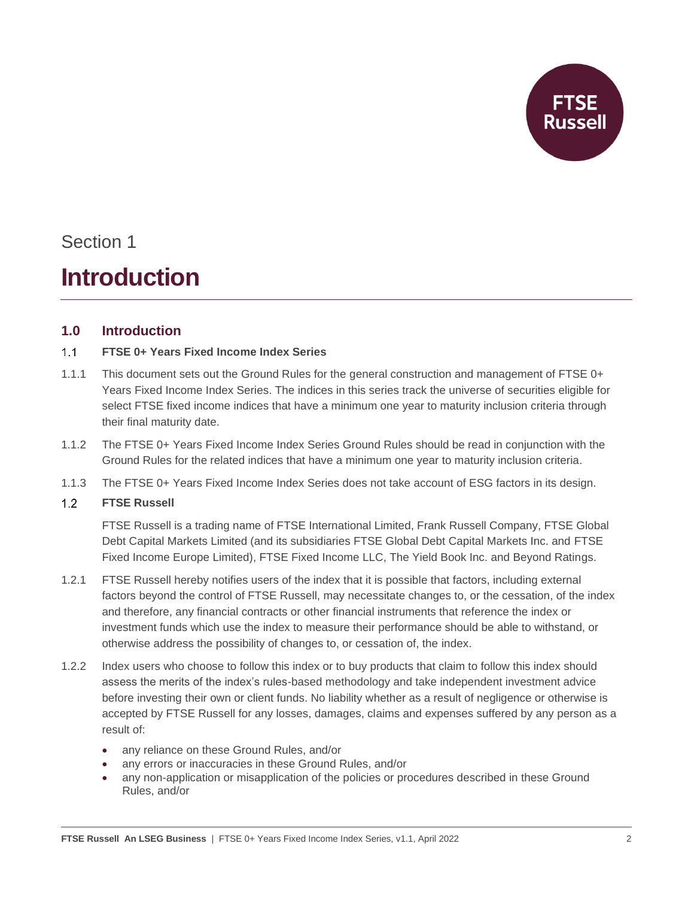Section 1

# Introduction

## 1.0 Introduction

### 1.1 FTSE 0+ Years Fixed Income Index Series

1.1.1 This document sets out the Ground Rules for the general construction and management of FTSE 0+ Years Fixed Income Index Series. The indices in this series track the universe of securities eligible for select FTSE fixed income indices that have a minimum one year to maturity inclusion criteria through their final maturity date.

1.1.2 The FTSE 0+ Years Fixed Income Index Series Ground Rules should be read in conjunction with the Ground Rules for the related indices that have a minimum one year to maturity inclusion criteria.

1.1.3 The FTSE 0+ Years Fixed Income Index Series does not take account of ESG factors in its design.

### 1.2 FTSE Russell

FTSE Russell is a trading name of FTSE International Limited, Frank Russell Company, FTSE Global Debt Capital Markets Limited (and its subsidiaries FTSE Global Debt Capital Markets Inc. and FTSE Fixed Income Europe Limited), FTSE Fixed Income LLC, The Yield Book Inc. and Beyond Ratings.

1.2.1 FTSE Russell hereby notifies users of the index that it is possible that factors, including external factors beyond the control of FTSE Russell, may necessitate changes to, or the cessation, of the index and therefore, any financial contracts or other financial instruments that reference the index or investment funds which use the index to measure their performance should be able to withstand, or otherwise address the possibility of changes to, or cessation of, the index.

1.2.2 Index users who choose to follow this index or to buy products that claim to follow this index should assess the merits of the index's rules-based methodology and take independent investment advice before investing their own or client funds. No liability whether as a result of negligence or otherwise is accepted by FTSE Russell for any losses, damages, claims and expenses suffered by any person as a result of:

- any reliance on these Ground Rules, and/or
- any errors or inaccuracies in these Ground Rules, and/or
- any non-application or misapplication of the policies or procedures described in these Ground Rules, and/or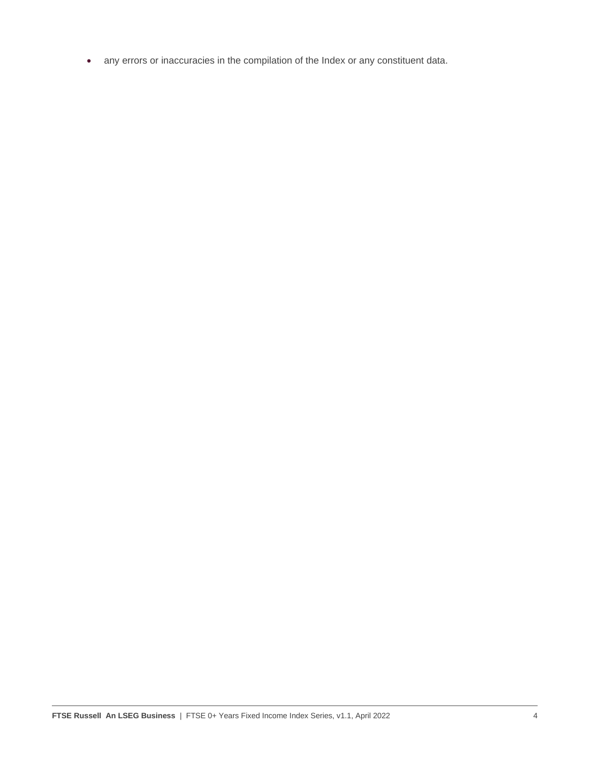- any errors or inaccuracies in the compilation of the Index or any constituent data.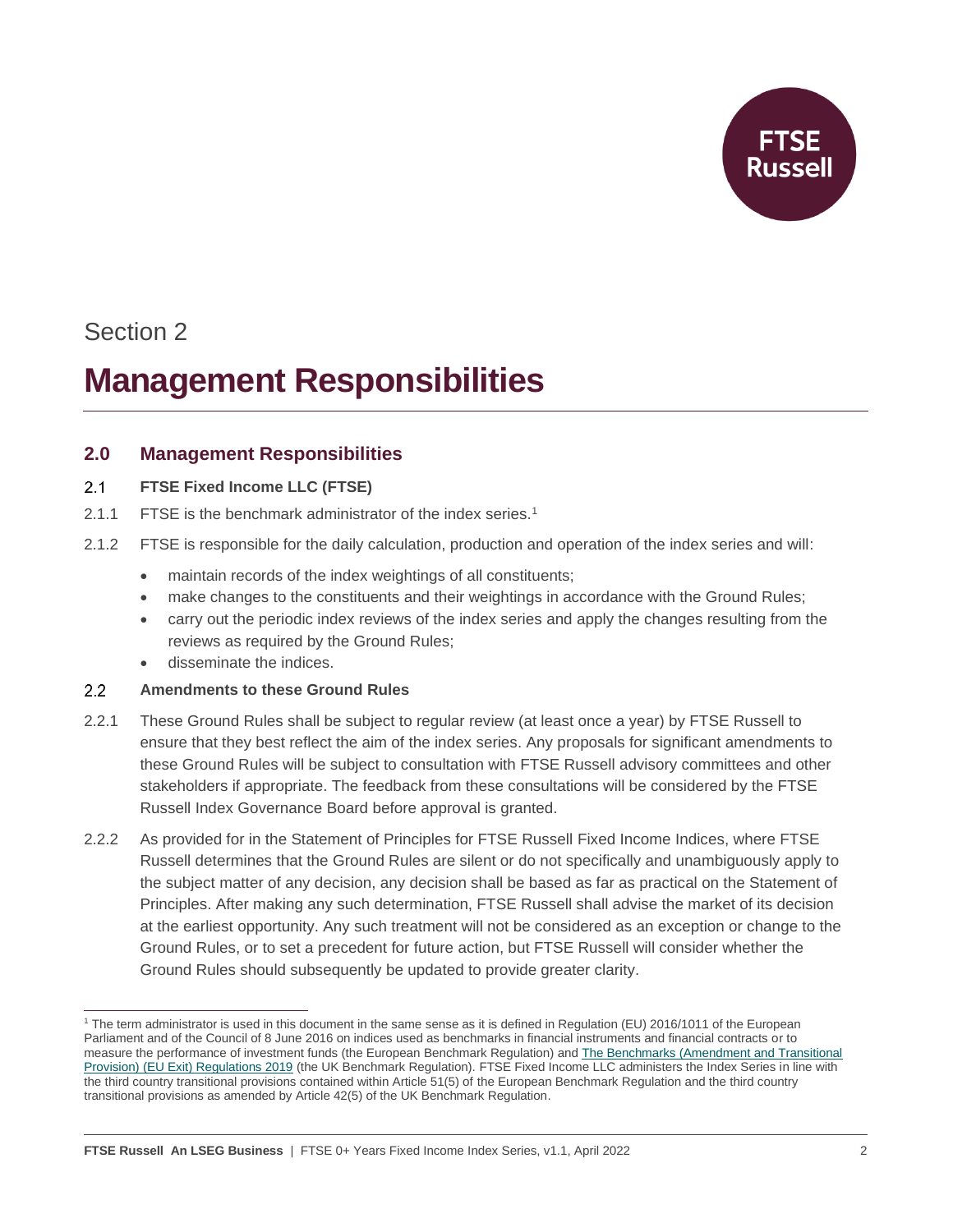Section 2

# Management Responsibilities

## 2.0 Management Responsibilities

### 2.1 FTSE Fixed Income LLC (FTSE)

2.1.1 FTSE is the benchmark administrator of the index series.[1]

2.1.2 FTSE is responsible for the daily calculation, production and operation of the index series and will:

- maintain records of the index weightings of all constituents;
- make changes to the constituents and their weightings in accordance with the Ground Rules;
- carry out the periodic index reviews of the index series and apply the changes resulting from the reviews as required by the Ground Rules;
- disseminate the indices.

### 2.2 Amendments to these Ground Rules

2.2.1 These Ground Rules shall be subject to regular review (at least once a year) by FTSE Russell to ensure that they best reflect the aim of the index series. Any proposals for significant amendments to these Ground Rules will be subject to consultation with FTSE Russell advisory committees and other stakeholders if appropriate. The feedback from these consultations will be considered by the FTSE Russell Index Governance Board before approval is granted.

2.2.2 As provided for in the Statement of Principles for FTSE Russell Fixed Income Indices, where FTSE Russell determines that the Ground Rules are silent or do not specifically and unambiguously apply to the subject matter of any decision, any decision shall be based as far as practical on the Statement of Principles. After making any such determination, FTSE Russell shall advise the market of its decision at the earliest opportunity. Any such treatment will not be considered as an exception or change to the Ground Rules, or to set a precedent for future action, but FTSE Russell will consider whether the Ground Rules should subsequently be updated to provide greater clarity.

---

[1] The term administrator is used in this document in the same sense as it is defined in Regulation (EU) 2016/1011 of the European Parliament and of the Council of 8 June 2016 on indices used as benchmarks in financial instruments and financial contracts or to measure the performance of investment funds (the European Benchmark Regulation) and The Benchmarks (Amendment and Transitional Provision) (EU Exit) Regulations 2019 (the UK Benchmark Regulation). FTSE Fixed Income LLC administers the Index Series in line with the third country transitional provisions contained within Article 51(5) of the European Benchmark Regulation and the third country transitional provisions as amended by Article 42(5) of the UK Benchmark Regulation.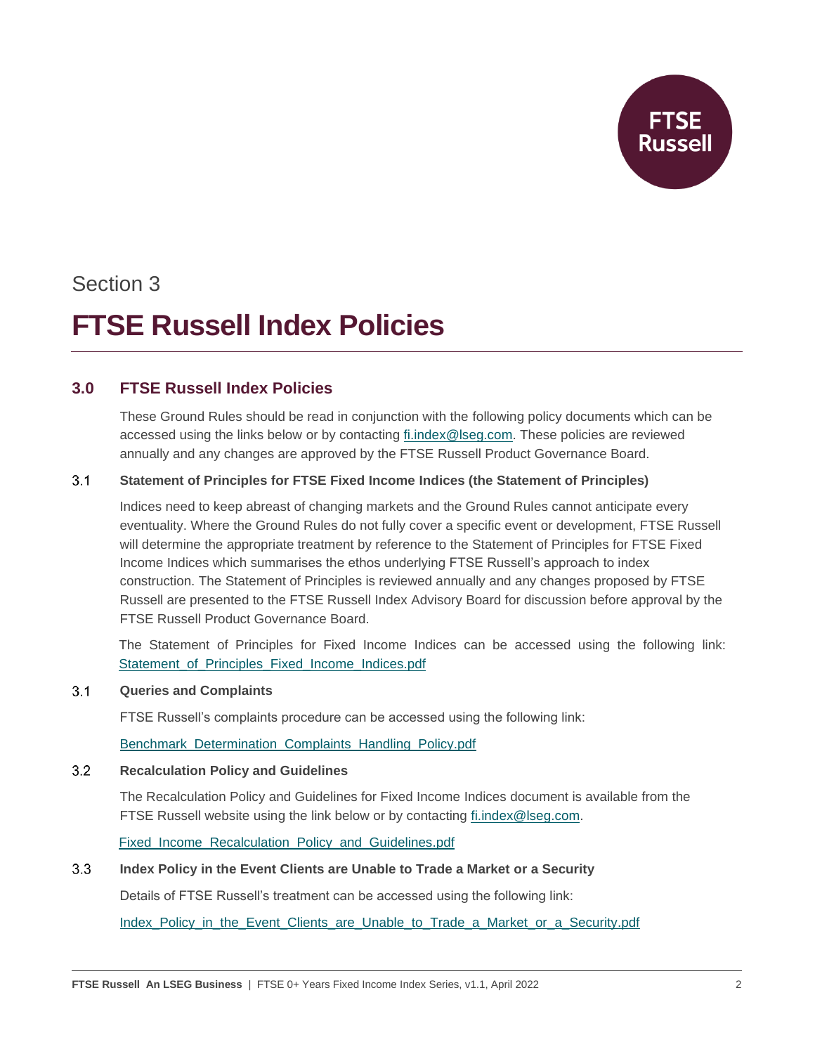Section 3

# FTSE Russell Index Policies

## 3.0 FTSE Russell Index Policies

These Ground Rules should be read in conjunction with the following policy documents which can be accessed using the links below or by contacting fi.index@lseg.com. These policies are reviewed annually and any changes are approved by the FTSE Russell Product Governance Board.

### 3.1 Statement of Principles for FTSE Fixed Income Indices (the Statement of Principles)

Indices need to keep abreast of changing markets and the Ground Rules cannot anticipate every eventuality. Where the Ground Rules do not fully cover a specific event or development, FTSE Russell will determine the appropriate treatment by reference to the Statement of Principles for FTSE Fixed Income Indices which summarises the ethos underlying FTSE Russell's approach to index construction. The Statement of Principles is reviewed annually and any changes proposed by FTSE Russell are presented to the FTSE Russell Index Advisory Board for discussion before approval by the FTSE Russell Product Governance Board.

The Statement of Principles for Fixed Income Indices can be accessed using the following link: Statement_of_Principles_Fixed_Income_Indices.pdf

### 3.1 Queries and Complaints

FTSE Russell's complaints procedure can be accessed using the following link:

Benchmark_Determination_Complaints_Handling_Policy.pdf

### 3.2 Recalculation Policy and Guidelines

The Recalculation Policy and Guidelines for Fixed Income Indices document is available from the FTSE Russell website using the link below or by contacting fi.index@lseg.com.

Fixed_Income_Recalculation_Policy_and_Guidelines.pdf

### 3.3 Index Policy in the Event Clients are Unable to Trade a Market or a Security

Details of FTSE Russell's treatment can be accessed using the following link:

Index_Policy_in_the_Event_Clients_are_Unable_to_Trade_a_Market_or_a_Security.pdf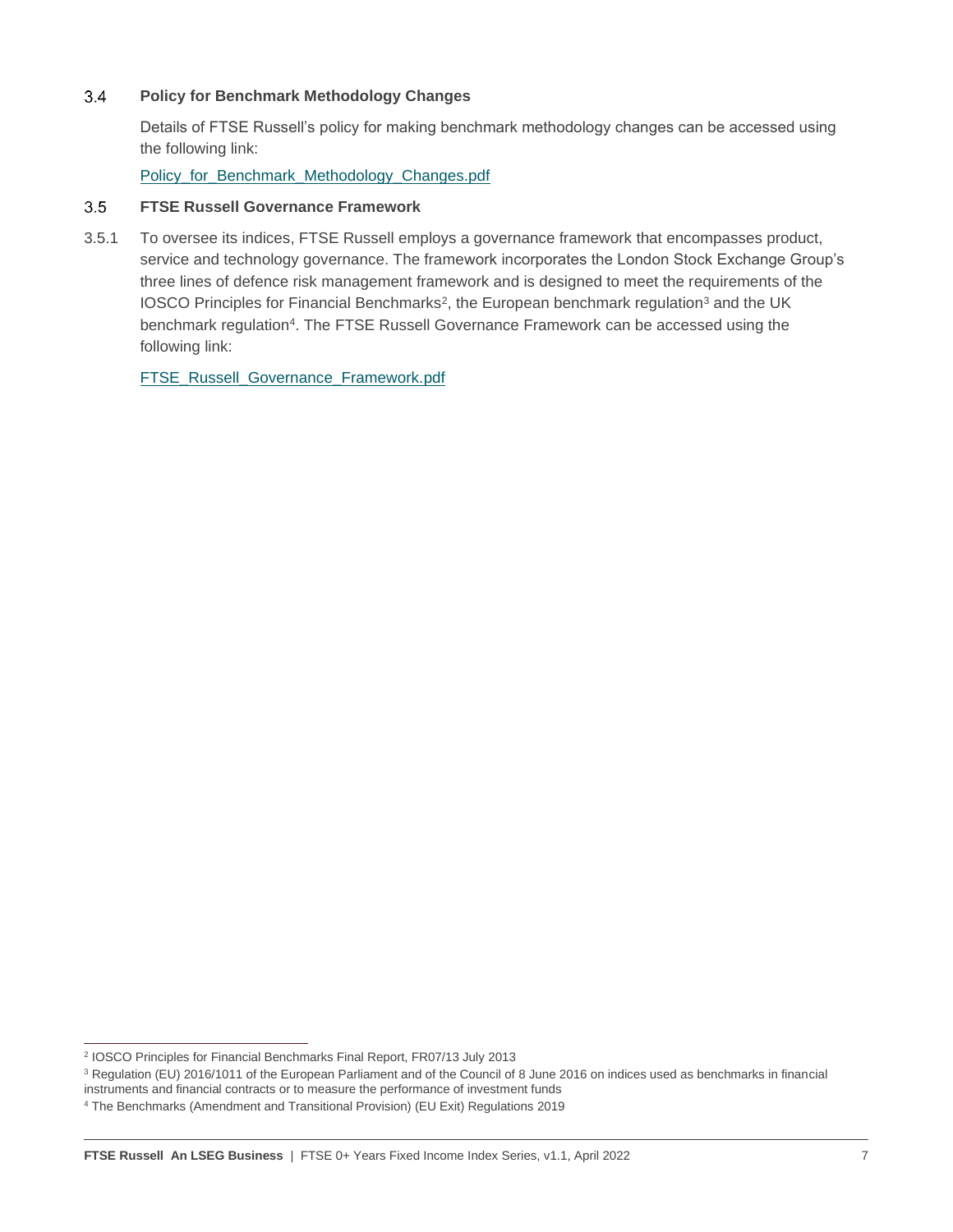## 3.4 Policy for Benchmark Methodology Changes

Details of FTSE Russell's policy for making benchmark methodology changes can be accessed using the following link:

Policy_for_Benchmark_Methodology_Changes.pdf

## 3.5 FTSE Russell Governance Framework

3.5.1 To oversee its indices, FTSE Russell employs a governance framework that encompasses product, service and technology governance. The framework incorporates the London Stock Exchange Group's three lines of defence risk management framework and is designed to meet the requirements of the IOSCO Principles for Financial Benchmarks[2], the European benchmark regulation[3] and the UK benchmark regulation[4]. The FTSE Russell Governance Framework can be accessed using the following link:

FTSE_Russell_Governance_Framework.pdf

---

[2] IOSCO Principles for Financial Benchmarks Final Report, FR07/13 July 2013

[3] Regulation (EU) 2016/1011 of the European Parliament and of the Council of 8 June 2016 on indices used as benchmarks in financial instruments and financial contracts or to measure the performance of investment funds

[4] The Benchmarks (Amendment and Transitional Provision) (EU Exit) Regulations 2019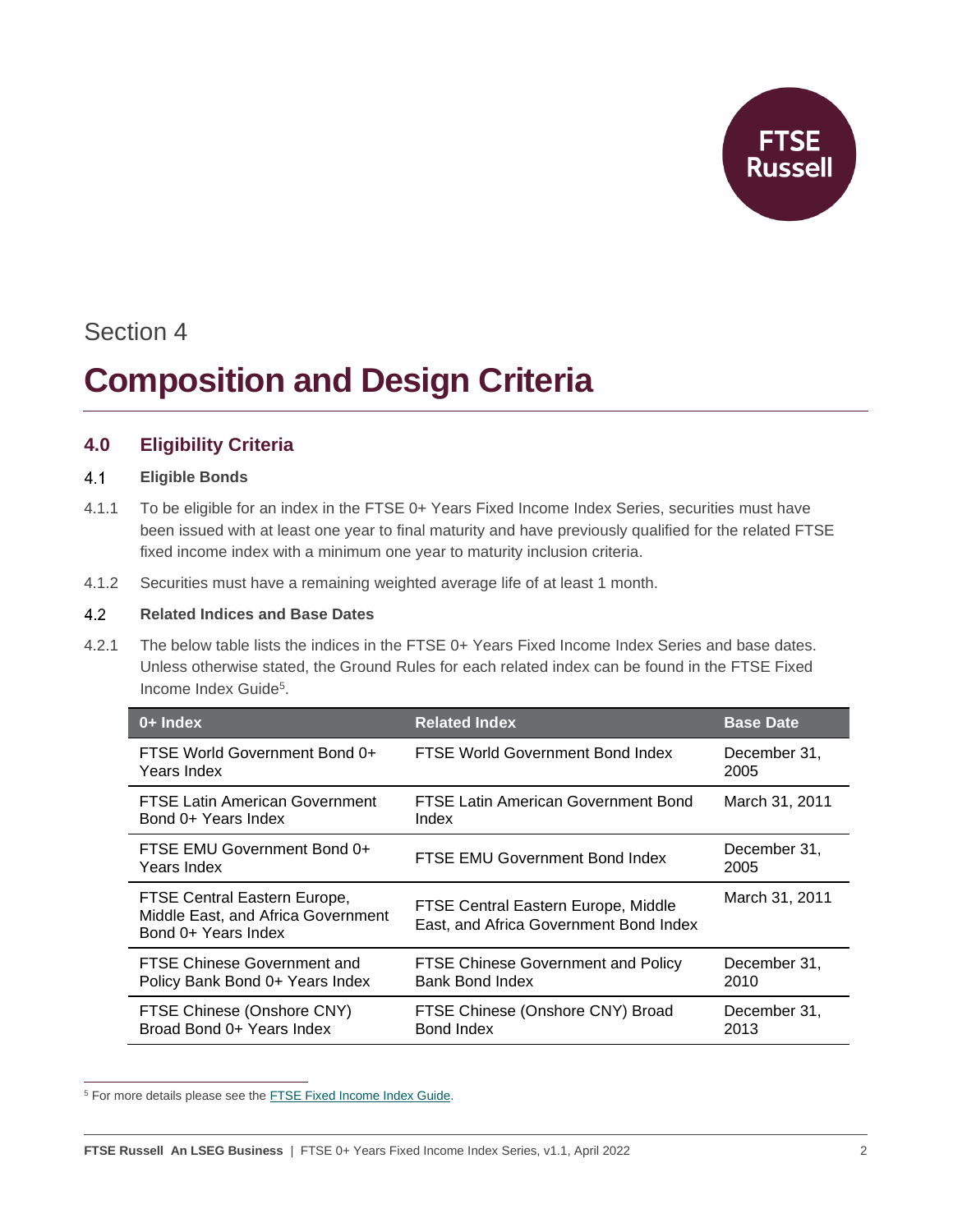Section 4

# Composition and Design Criteria

## 4.0 Eligibility Criteria

### 4.1 Eligible Bonds

4.1.1 To be eligible for an index in the FTSE 0+ Years Fixed Income Index Series, securities must have been issued with at least one year to final maturity and have previously qualified for the related FTSE fixed income index with a minimum one year to maturity inclusion criteria.

4.1.2 Securities must have a remaining weighted average life of at least 1 month.

### 4.2 Related Indices and Base Dates

4.2.1 The below table lists the indices in the FTSE 0+ Years Fixed Income Index Series and base dates. Unless otherwise stated, the Ground Rules for each related index can be found in the FTSE Fixed Income Index Guide[5].

| 0+ Index | Related Index | Base Date |
|---|---|---|
| FTSE World Government Bond 0+ Years Index | FTSE World Government Bond Index | December 31, 2005 |
| FTSE Latin American Government Bond 0+ Years Index | FTSE Latin American Government Bond Index | March 31, 2011 |
| FTSE EMU Government Bond 0+ Years Index | FTSE EMU Government Bond Index | December 31, 2005 |
| FTSE Central Eastern Europe, Middle East, and Africa Government Bond 0+ Years Index | FTSE Central Eastern Europe, Middle East, and Africa Government Bond Index | March 31, 2011 |
| FTSE Chinese Government and Policy Bank Bond 0+ Years Index | FTSE Chinese Government and Policy Bank Bond Index | December 31, 2010 |
| FTSE Chinese (Onshore CNY) Broad Bond 0+ Years Index | FTSE Chinese (Onshore CNY) Broad Bond Index | December 31, 2013 |

[5] For more details please see the FTSE Fixed Income Index Guide.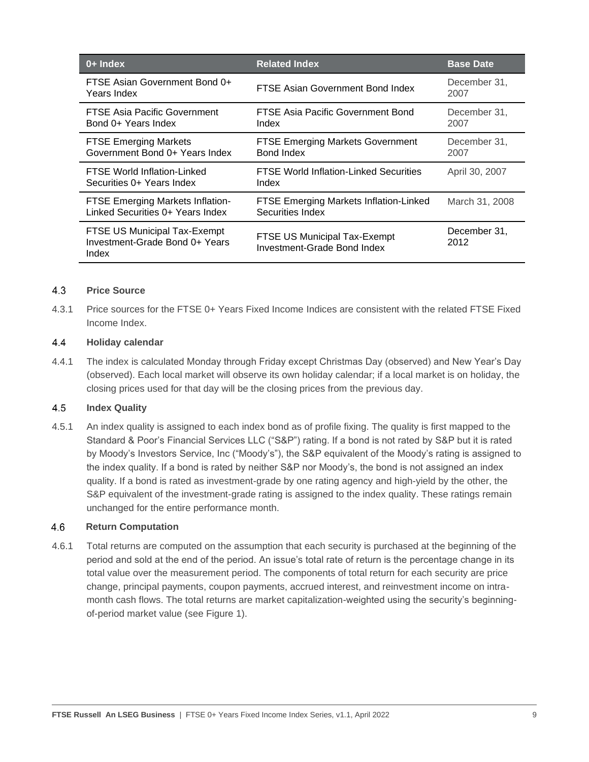| 0+ Index | Related Index | Base Date |
| --- | --- | --- |
| FTSE Asian Government Bond 0+ Years Index | FTSE Asian Government Bond Index | December 31, 2007 |
| FTSE Asia Pacific Government Bond 0+ Years Index | FTSE Asia Pacific Government Bond Index | December 31, 2007 |
| FTSE Emerging Markets Government Bond 0+ Years Index | FTSE Emerging Markets Government Bond Index | December 31, 2007 |
| FTSE World Inflation-Linked Securities 0+ Years Index | FTSE World Inflation-Linked Securities Index | April 30, 2007 |
| FTSE Emerging Markets Inflation-Linked Securities 0+ Years Index | FTSE Emerging Markets Inflation-Linked Securities Index | March 31, 2008 |
| FTSE US Municipal Tax-Exempt Investment-Grade Bond 0+ Years Index | FTSE US Municipal Tax-Exempt Investment-Grade Bond Index | December 31, 2012 |

### 4.3 Price Source

4.3.1 Price sources for the FTSE 0+ Years Fixed Income Indices are consistent with the related FTSE Fixed Income Index.

### 4.4 Holiday calendar

4.4.1 The index is calculated Monday through Friday except Christmas Day (observed) and New Year's Day (observed). Each local market will observe its own holiday calendar; if a local market is on holiday, the closing prices used for that day will be the closing prices from the previous day.

### 4.5 Index Quality

4.5.1 An index quality is assigned to each index bond as of profile fixing. The quality is first mapped to the Standard & Poor's Financial Services LLC ("S&P") rating. If a bond is not rated by S&P but it is rated by Moody's Investors Service, Inc ("Moody's"), the S&P equivalent of the Moody's rating is assigned to the index quality. If a bond is rated by neither S&P nor Moody's, the bond is not assigned an index quality. If a bond is rated as investment-grade by one rating agency and high-yield by the other, the S&P equivalent of the investment-grade rating is assigned to the index quality. These ratings remain unchanged for the entire performance month.

### 4.6 Return Computation

4.6.1 Total returns are computed on the assumption that each security is purchased at the beginning of the period and sold at the end of the period. An issue's total rate of return is the percentage change in its total value over the measurement period. The components of total return for each security are price change, principal payments, coupon payments, accrued interest, and reinvestment income on intra-month cash flows. The total returns are market capitalization-weighted using the security's beginning-of-period market value (see Figure 1).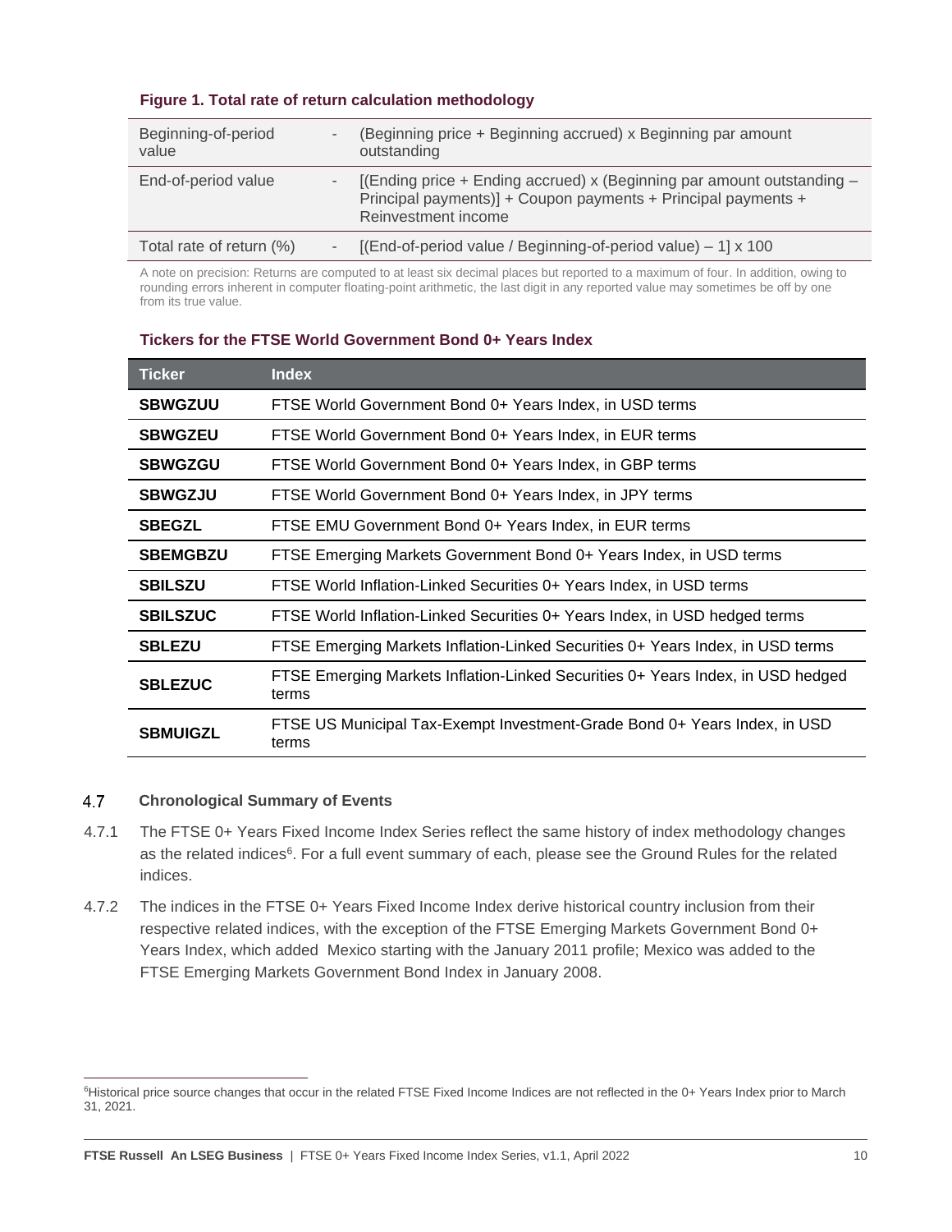**Figure 1. Total rate of return calculation methodology**

| | | |
|---|---|---|
| Beginning-of-period value | - | (Beginning price + Beginning accrued) x Beginning par amount outstanding |
| End-of-period value | - | [(Ending price + Ending accrued) x (Beginning par amount outstanding – Principal payments)] + Coupon payments + Principal payments + Reinvestment income |
| Total rate of return (%) | - | [(End-of-period value / Beginning-of-period value) – 1] x 100 |

A note on precision: Returns are computed to at least six decimal places but reported to a maximum of four. In addition, owing to rounding errors inherent in computer floating-point arithmetic, the last digit in any reported value may sometimes be off by one from its true value.

**Tickers for the FTSE World Government Bond 0+ Years Index**

| Ticker | Index |
|---|---|
| **SBWGZUU** | FTSE World Government Bond 0+ Years Index, in USD terms |
| **SBWGZEU** | FTSE World Government Bond 0+ Years Index, in EUR terms |
| **SBWGZGU** | FTSE World Government Bond 0+ Years Index, in GBP terms |
| **SBWGZJU** | FTSE World Government Bond 0+ Years Index, in JPY terms |
| **SBEGZL** | FTSE EMU Government Bond 0+ Years Index, in EUR terms |
| **SBEMGBZU** | FTSE Emerging Markets Government Bond 0+ Years Index, in USD terms |
| **SBILSZU** | FTSE World Inflation-Linked Securities 0+ Years Index, in USD terms |
| **SBILSZUC** | FTSE World Inflation-Linked Securities 0+ Years Index, in USD hedged terms |
| **SBLEZU** | FTSE Emerging Markets Inflation-Linked Securities 0+ Years Index, in USD terms |
| **SBLEZUC** | FTSE Emerging Markets Inflation-Linked Securities 0+ Years Index, in USD hedged terms |
| **SBMUIGZL** | FTSE US Municipal Tax-Exempt Investment-Grade Bond 0+ Years Index, in USD terms |

## 4.7 Chronological Summary of Events

4.7.1 The FTSE 0+ Years Fixed Income Index Series reflect the same history of index methodology changes as the related indices[6]. For a full event summary of each, please see the Ground Rules for the related indices.

4.7.2 The indices in the FTSE 0+ Years Fixed Income Index derive historical country inclusion from their respective related indices, with the exception of the FTSE Emerging Markets Government Bond 0+ Years Index, which added Mexico starting with the January 2011 profile; Mexico was added to the FTSE Emerging Markets Government Bond Index in January 2008.

[6]Historical price source changes that occur in the related FTSE Fixed Income Indices are not reflected in the 0+ Years Index prior to March 31, 2021.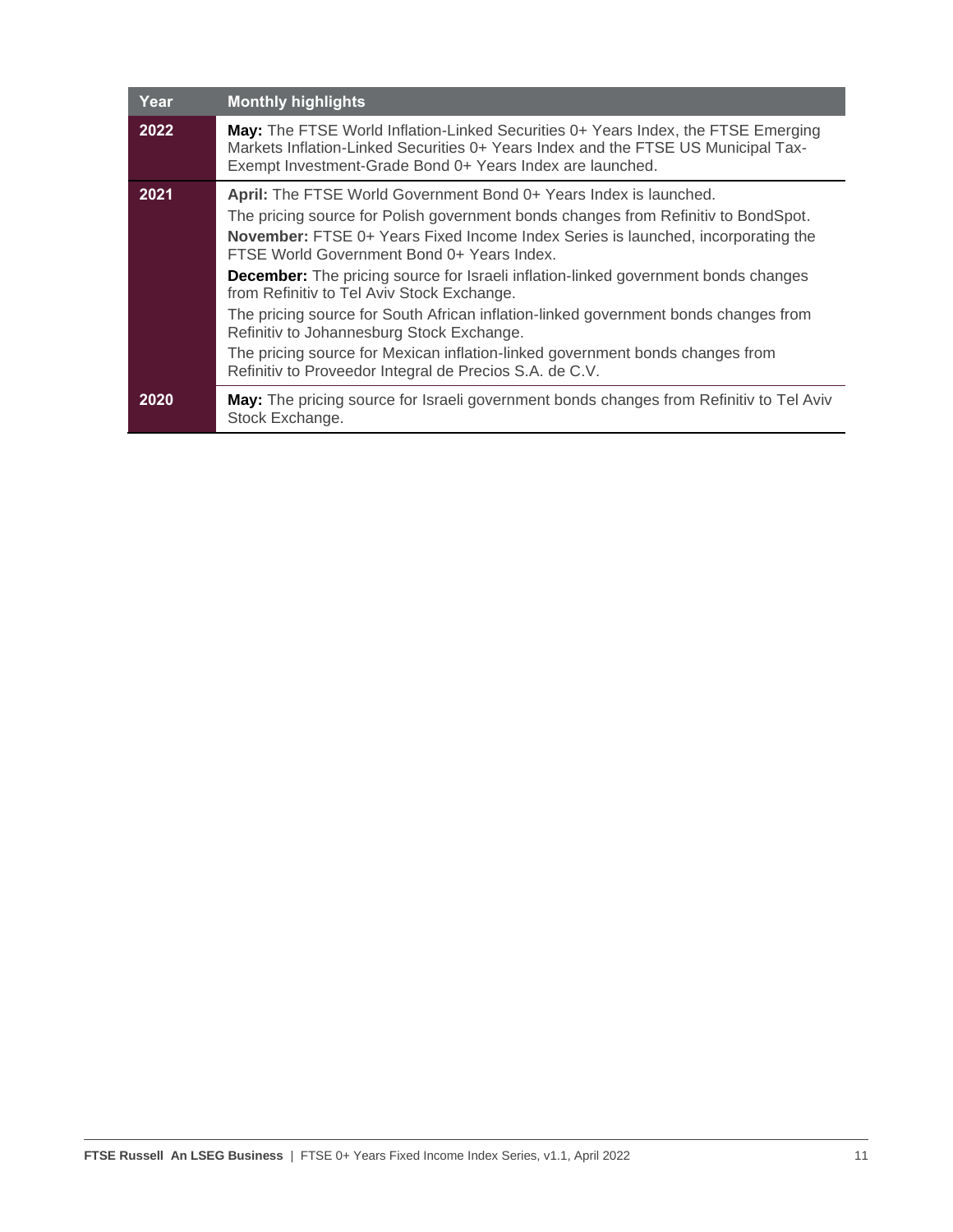| Year | Monthly highlights |
| --- | --- |
| 2022 | **May:** The FTSE World Inflation-Linked Securities 0+ Years Index, the FTSE Emerging Markets Inflation-Linked Securities 0+ Years Index and the FTSE US Municipal Tax-Exempt Investment-Grade Bond 0+ Years Index are launched. |
| 2021 | **April:** The FTSE World Government Bond 0+ Years Index is launched.<br>The pricing source for Polish government bonds changes from Refinitiv to BondSpot.<br>**November:** FTSE 0+ Years Fixed Income Index Series is launched, incorporating the FTSE World Government Bond 0+ Years Index.<br>**December:** The pricing source for Israeli inflation-linked government bonds changes from Refinitiv to Tel Aviv Stock Exchange.<br>The pricing source for South African inflation-linked government bonds changes from Refinitiv to Johannesburg Stock Exchange.<br>The pricing source for Mexican inflation-linked government bonds changes from Refinitiv to Proveedor Integral de Precios S.A. de C.V. |
| 2020 | **May:** The pricing source for Israeli government bonds changes from Refinitiv to Tel Aviv Stock Exchange. |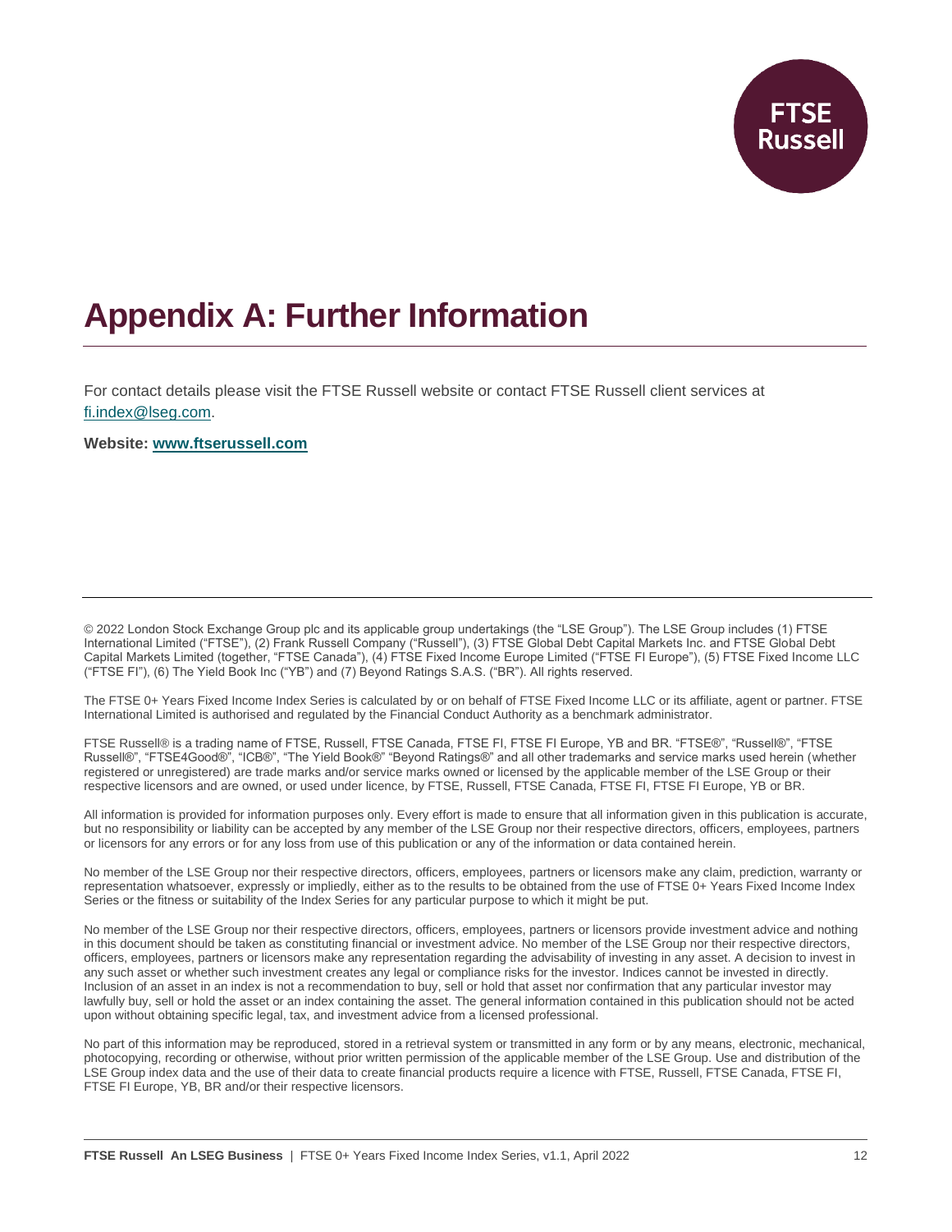# Appendix A: Further Information

For contact details please visit the FTSE Russell website or contact FTSE Russell client services at fi.index@lseg.com.

**Website: www.ftserussell.com**

© 2022 London Stock Exchange Group plc and its applicable group undertakings (the "LSE Group"). The LSE Group includes (1) FTSE International Limited ("FTSE"), (2) Frank Russell Company ("Russell"), (3) FTSE Global Debt Capital Markets Inc. and FTSE Global Debt Capital Markets Limited (together, "FTSE Canada"), (4) FTSE Fixed Income Europe Limited ("FTSE FI Europe"), (5) FTSE Fixed Income LLC ("FTSE FI"), (6) The Yield Book Inc ("YB") and (7) Beyond Ratings S.A.S. ("BR"). All rights reserved.

The FTSE 0+ Years Fixed Income Index Series is calculated by or on behalf of FTSE Fixed Income LLC or its affiliate, agent or partner. FTSE International Limited is authorised and regulated by the Financial Conduct Authority as a benchmark administrator.

FTSE Russell® is a trading name of FTSE, Russell, FTSE Canada, FTSE FI, FTSE FI Europe, YB and BR. "FTSE®", "Russell®", "FTSE Russell®", "FTSE4Good®", "ICB®", "The Yield Book®" "Beyond Ratings®" and all other trademarks and service marks used herein (whether registered or unregistered) are trade marks and/or service marks owned or licensed by the applicable member of the LSE Group or their respective licensors and are owned, or used under licence, by FTSE, Russell, FTSE Canada, FTSE FI, FTSE FI Europe, YB or BR.

All information is provided for information purposes only. Every effort is made to ensure that all information given in this publication is accurate, but no responsibility or liability can be accepted by any member of the LSE Group nor their respective directors, officers, employees, partners or licensors for any errors or for any loss from use of this publication or any of the information or data contained herein.

No member of the LSE Group nor their respective directors, officers, employees, partners or licensors make any claim, prediction, warranty or representation whatsoever, expressly or impliedly, either as to the results to be obtained from the use of FTSE 0+ Years Fixed Income Index Series or the fitness or suitability of the Index Series for any particular purpose to which it might be put.

No member of the LSE Group nor their respective directors, officers, employees, partners or licensors provide investment advice and nothing in this document should be taken as constituting financial or investment advice. No member of the LSE Group nor their respective directors, officers, employees, partners or licensors make any representation regarding the advisability of investing in any asset. A decision to invest in any such asset or whether such investment creates any legal or compliance risks for the investor. Indices cannot be invested in directly. Inclusion of an asset in an index is not a recommendation to buy, sell or hold that asset nor confirmation that any particular investor may lawfully buy, sell or hold the asset or an index containing the asset. The general information contained in this publication should not be acted upon without obtaining specific legal, tax, and investment advice from a licensed professional.

No part of this information may be reproduced, stored in a retrieval system or transmitted in any form or by any means, electronic, mechanical, photocopying, recording or otherwise, without prior written permission of the applicable member of the LSE Group. Use and distribution of the LSE Group index data and the use of their data to create financial products require a licence with FTSE, Russell, FTSE Canada, FTSE FI, FTSE FI Europe, YB, BR and/or their respective licensors.